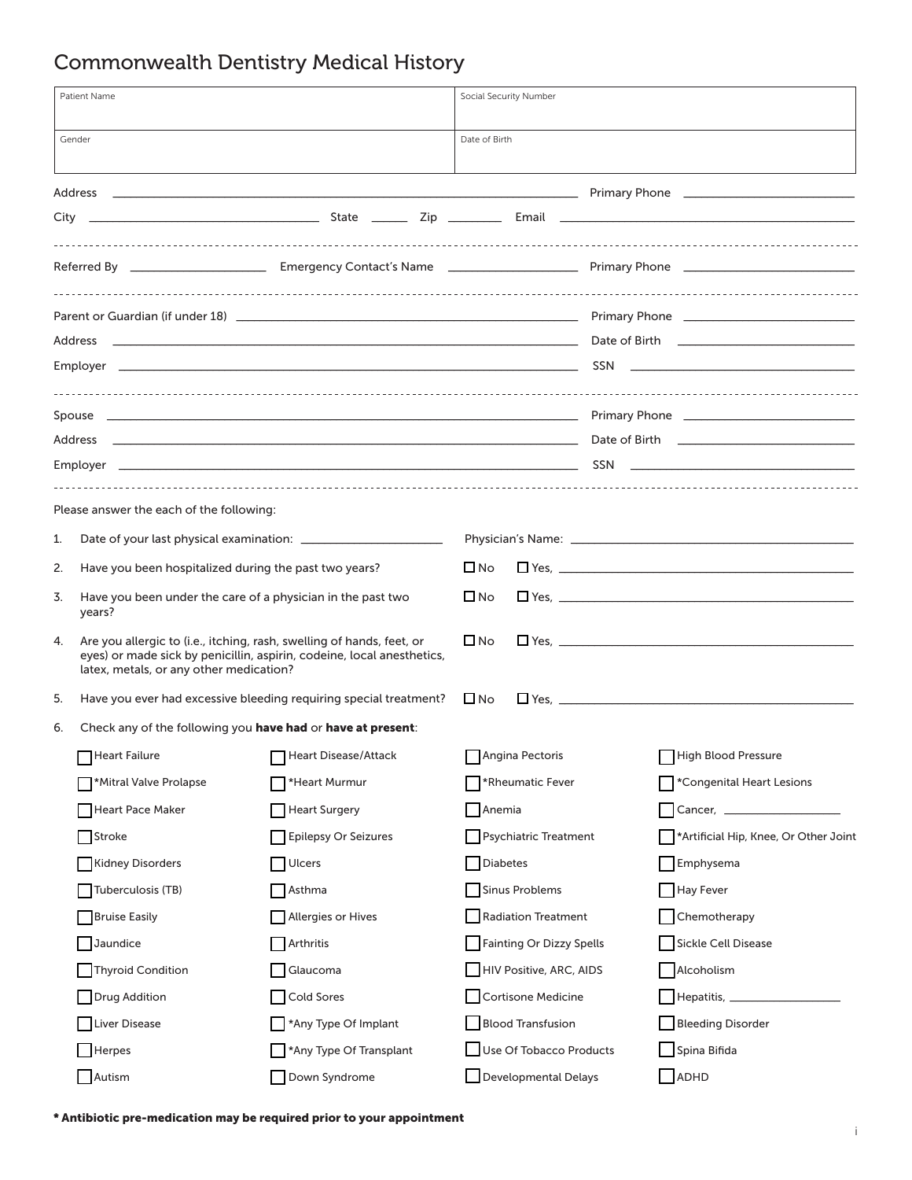# Commonwealth Dentistry Medical History

| Patient Name | Social Security Number |
|---|---|
| Gender | Date of Birth |

Address ______________________________ Primary Phone ______________

City ______________ State ______ Zip ________ Email ______________________

---

Referred By ______________ Emergency Contact's Name ______________ Primary Phone ______________

---

Parent or Guardian (if under 18) ______________________________ Primary Phone ______________

Address ______________________________ Date of Birth ______________

Employer ______________________________ SSN ______________

---

Spouse ______________________________ Primary Phone ______________

Address ______________________________ Date of Birth ______________

Employer ______________________________ SSN ______________

---

Please answer the each of the following:

1. Date of your last physical examination: ______________ Physician's Name: ______________________
2. Have you been hospitalized during the past two years? ☐ No ☐ Yes, ______________________
3. Have you been under the care of a physician in the past two years? ☐ No ☐ Yes, ______________________
4. Are you allergic to (i.e., itching, rash, swelling of hands, feet, or eyes) or made sick by penicillin, aspirin, codeine, local anesthetics, latex, metals, or any other medication? ☐ No ☐ Yes, ______________________
5. Have you ever had excessive bleeding requiring special treatment? ☐ No ☐ Yes, ______________________
6. Check any of the following you **have had** or **have at present**:

| | | | |
|---|---|---|---|
| ☐ Heart Failure | ☐ Heart Disease/Attack | ☐ Angina Pectoris | ☐ High Blood Pressure |
| ☐ *Mitral Valve Prolapse | ☐ *Heart Murmur | ☐ *Rheumatic Fever | ☐ *Congenital Heart Lesions |
| ☐ Heart Pace Maker | ☐ Heart Surgery | ☐ Anemia | ☐ Cancer, ______________ |
| ☐ Stroke | ☐ Epilepsy Or Seizures | ☐ Psychiatric Treatment | ☐ *Artificial Hip, Knee, Or Other Joint |
| ☐ Kidney Disorders | ☐ Ulcers | ☐ Diabetes | ☐ Emphysema |
| ☐ Tuberculosis (TB) | ☐ Asthma | ☐ Sinus Problems | ☐ Hay Fever |
| ☐ Bruise Easily | ☐ Allergies or Hives | ☐ Radiation Treatment | ☐ Chemotherapy |
| ☐ Jaundice | ☐ Arthritis | ☐ Fainting Or Dizzy Spells | ☐ Sickle Cell Disease |
| ☐ Thyroid Condition | ☐ Glaucoma | ☐ HIV Positive, ARC, AIDS | ☐ Alcoholism |
| ☐ Drug Addition | ☐ Cold Sores | ☐ Cortisone Medicine | ☐ Hepatitis, ______________ |
| ☐ Liver Disease | ☐ *Any Type Of Implant | ☐ Blood Transfusion | ☐ Bleeding Disorder |
| ☐ Herpes | ☐ *Any Type Of Transplant | ☐ Use Of Tobacco Products | ☐ Spina Bifida |
| ☐ Autism | ☐ Down Syndrome | ☐ Developmental Delays | ☐ ADHD |

**\* Antibiotic pre-medication may be required prior to your appointment**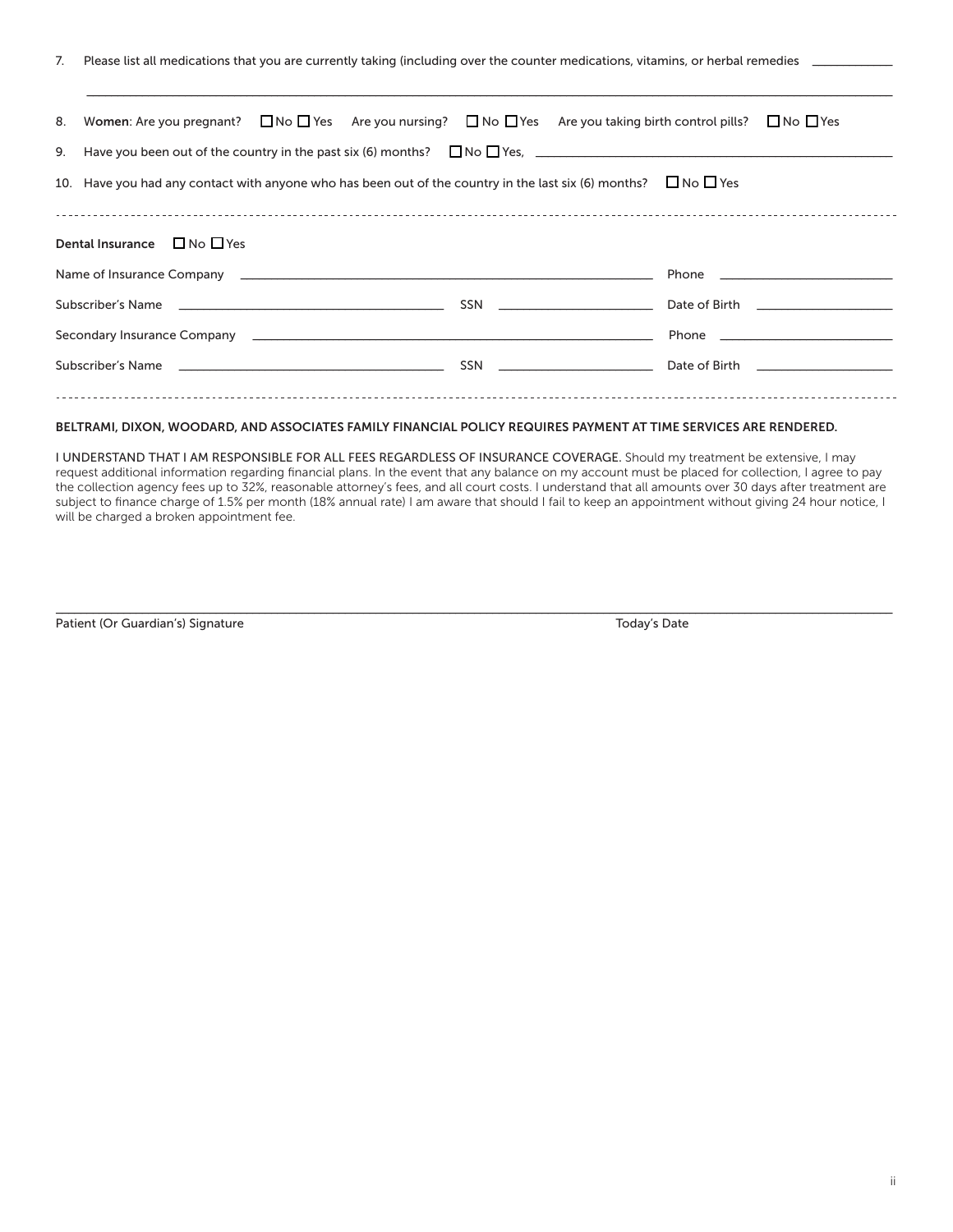7. Please list all medications that you are currently taking (including over the counter medications, vitamins, or herbal remedies ____________

_______________________________________________________________________________________________________________

8. **Women**: Are you pregnant? ☐ No ☐ Yes Are you nursing? ☐ No ☐ Yes Are you taking birth control pills? ☐ No ☐ Yes

9. Have you been out of the country in the past six (6) months? ☐ No ☐ Yes, ________________________________________________

10. Have you had any contact with anyone who has been out of the country in the last six (6) months? ☐ No ☐ Yes

---

**Dental Insurance** ☐ No ☐ Yes

Name of Insurance Company ____________________________________________________________ Phone ________________________

Subscriber's Name ____________________________________ SSN ______________________ Date of Birth ____________________

Secondary Insurance Company ____________________________________________________________ Phone ________________________

Subscriber's Name ____________________________________ SSN ______________________ Date of Birth ____________________

---

**BELTRAMI, DIXON, WOODARD, AND ASSOCIATES FAMILY FINANCIAL POLICY REQUIRES PAYMENT AT TIME SERVICES ARE RENDERED.**

**I UNDERSTAND THAT I AM RESPONSIBLE FOR ALL FEES REGARDLESS OF INSURANCE COVERAGE.** Should my treatment be extensive, I may request additional information regarding financial plans. In the event that any balance on my account must be placed for collection, I agree to pay the collection agency fees up to 32%, reasonable attorney's fees, and all court costs. I understand that all amounts over 30 days after treatment are subject to finance charge of 1.5% per month (18% annual rate) I am aware that should I fail to keep an appointment without giving 24 hour notice, I will be charged a broken appointment fee.

_______________________________________________________________________________________________________________

Patient (Or Guardian's) Signature Today's Date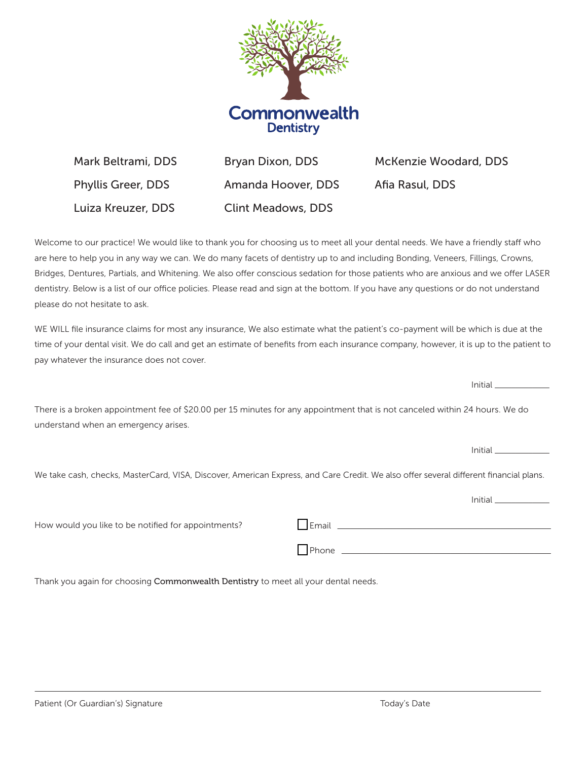# Commonwealth Dentistry

Mark Beltrami, DDS
Phyllis Greer, DDS
Luiza Kreuzer, DDS
Bryan Dixon, DDS
Amanda Hoover, DDS
Clint Meadows, DDS
McKenzie Woodard, DDS
Afia Rasul, DDS

Welcome to our practice! We would like to thank you for choosing us to meet all your dental needs. We have a friendly staff who are here to help you in any way we can. We do many facets of dentistry up to and including Bonding, Veneers, Fillings, Crowns, Bridges, Dentures, Partials, and Whitening. We also offer conscious sedation for those patients who are anxious and we offer LASER dentistry. Below is a list of our office policies. Please read and sign at the bottom. If you have any questions or do not understand please do not hesitate to ask.

WE WILL file insurance claims for most any insurance, We also estimate what the patient's co-payment will be which is due at the time of your dental visit. We do call and get an estimate of benefits from each insurance company, however, it is up to the patient to pay whatever the insurance does not cover.

Initial ____________

There is a broken appointment fee of $20.00 per 15 minutes for any appointment that is not canceled within 24 hours. We do understand when an emergency arises.

Initial ____________

We take cash, checks, MasterCard, VISA, Discover, American Express, and Care Credit. We also offer several different financial plans.

Initial ____________

How would you like to be notified for appointments?

☐ Email ______________________________

☐ Phone ______________________________

Thank you again for choosing **Commonwealth Dentistry** to meet all your dental needs.

______________________________________________________________________

Patient (Or Guardian's) Signature                                        Today's Date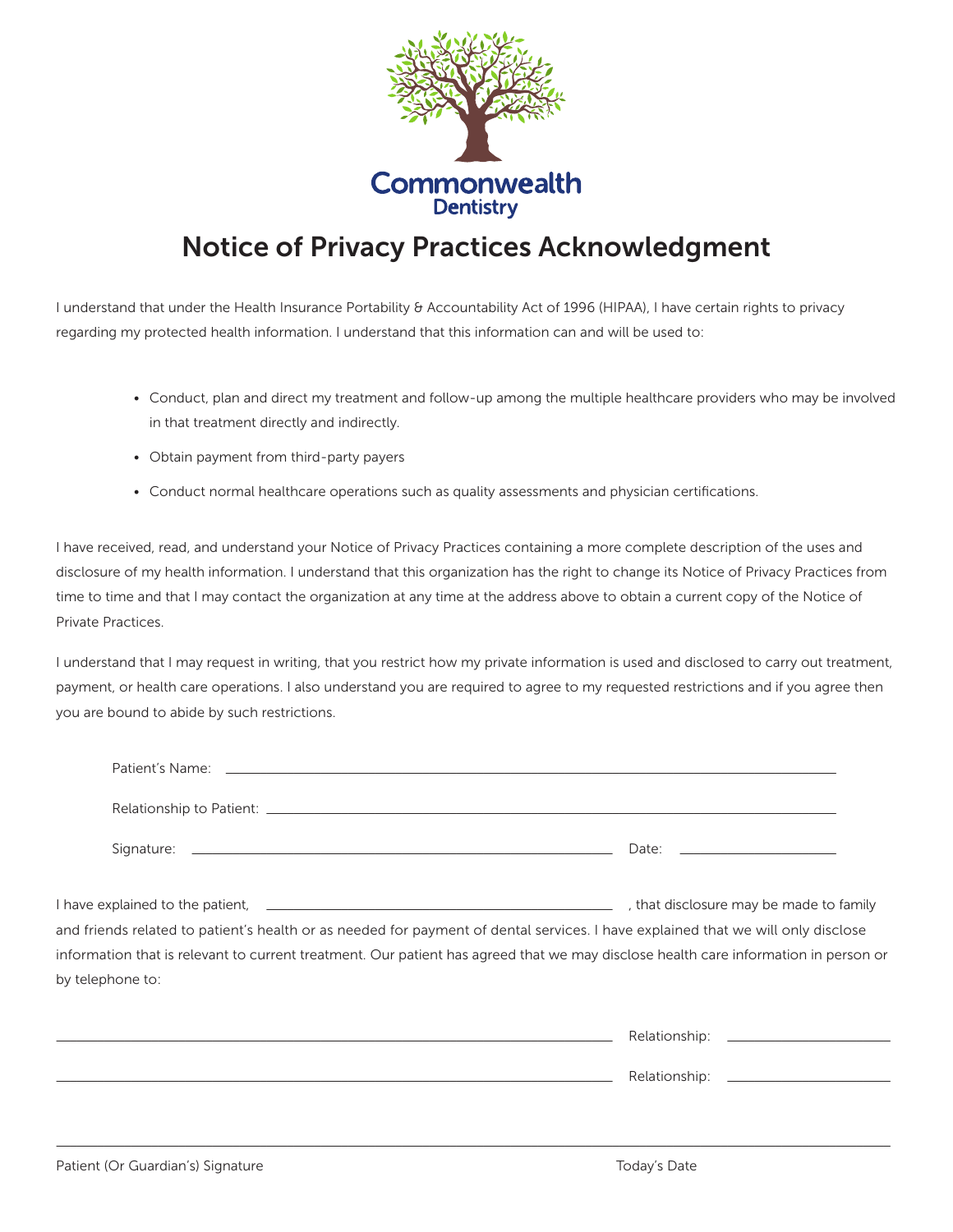Commonwealth
Dentistry

# Notice of Privacy Practices Acknowledgment

I understand that under the Health Insurance Portability & Accountability Act of 1996 (HIPAA), I have certain rights to privacy regarding my protected health information. I understand that this information can and will be used to:

- Conduct, plan and direct my treatment and follow-up among the multiple healthcare providers who may be involved in that treatment directly and indirectly.
- Obtain payment from third-party payers
- Conduct normal healthcare operations such as quality assessments and physician certifications.

I have received, read, and understand your Notice of Privacy Practices containing a more complete description of the uses and disclosure of my health information. I understand that this organization has the right to change its Notice of Privacy Practices from time to time and that I may contact the organization at any time at the address above to obtain a current copy of the Notice of Private Practices.

I understand that I may request in writing, that you restrict how my private information is used and disclosed to carry out treatment, payment, or health care operations. I also understand you are required to agree to my requested restrictions and if you agree then you are bound to abide by such restrictions.

Patient's Name: ______________________________

Relationship to Patient: ______________________________

Signature: ______________________________ Date: ______________

I have explained to the patient, ______________________________ , that disclosure may be made to family and friends related to patient's health or as needed for payment of dental services. I have explained that we will only disclose information that is relevant to current treatment. Our patient has agreed that we may disclose health care information in person or by telephone to:

______________________________ Relationship: ______________

______________________________ Relationship: ______________

______________________________

Patient (Or Guardian's) Signature Today's Date